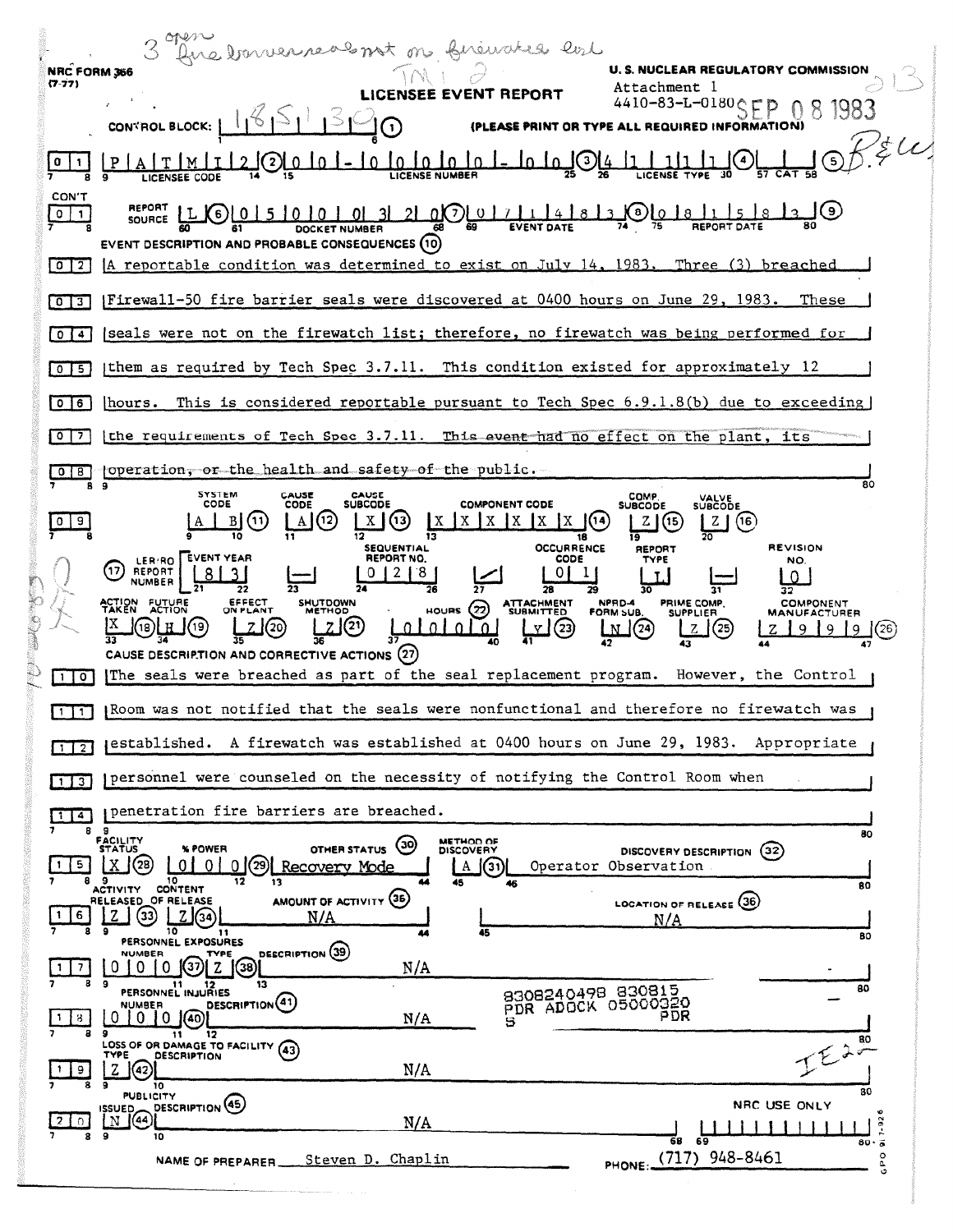3 open fire barrier seals not on firewatch list

TMI 2

NRC FORM 366 (7-77)

U. S. NUCLEAR REGULATORY COMMISSION

# LICENSEE EVENT REPORT

Attachment 1
4410-83-L-0180 SEP 08 1983

CONTROL BLOCK: | 1 | 8 | 5 | 1 | 3 | 0 | (1) (PLEASE PRINT OR TYPE ALL REQUIRED INFORMATION)

| 0 | 1 | P A T M I 2 (2) | 0 0 - 0 0 0 0 0 - 0 0 (3) | 4 1 1 1 1 (4) | (5) |
|---|---|---|---|---|---|
| 7 | 8 | LICENSEE CODE | LICENSE NUMBER | LICENSE TYPE | CAT |

CON'T 0 1 REPORT SOURCE L (6) 0 5 0 0 0 3 2 0 (7) 0 7 1 4 8 3 (8) 0 8 1 5 8 3 (9)

DOCKET NUMBER / EVENT DATE / REPORT DATE

**EVENT DESCRIPTION AND PROBABLE CONSEQUENCES (10)**

0 2 A reportable condition was determined to exist on July 14, 1983. Three (3) breached
0 3 Firewall-50 fire barrier seals were discovered at 0400 hours on June 29, 1983. These
0 4 seals were not on the firewatch list; therefore, no firewatch was being performed for
0 5 them as required by Tech Spec 3.7.11. This condition existed for approximately 12
0 6 hours. This is considered reportable pursuant to Tech Spec 6.9.1.8(b) due to exceeding
0 7 the requirements of Tech Spec 3.7.11. ~~This event had no effect on the plant, its~~
0 8 ~~operation, or the health and safety of the public.~~

| | SYSTEM CODE | CAUSE CODE | CAUSE SUBCODE | COMPONENT CODE | COMP. SUBCODE | VALVE SUBCODE |
|---|---|---|---|---|---|---|
| 0 9 | A B (11) | A (12) | X (13) | X X X X X X (14) | Z (15) | Z (16) |

| (17) LER/RO REPORT NUMBER | EVENT YEAR | | SEQUENTIAL REPORT NO. | | OCCURRENCE CODE | REPORT TYPE | | REVISION NO. |
|---|---|---|---|---|---|---|---|---|
| | 8 3 | — | 0 2 8 | / | 0 1 | L | — | 0 |

| ACTION TAKEN | FUTURE ACTION | EFFECT ON PLANT | SHUTDOWN METHOD | HOURS (22) | ATTACHMENT SUBMITTED | NPRD-4 FORM SUB. | PRIME COMP. SUPPLIER | COMPONENT MANUFACTURER |
|---|---|---|---|---|---|---|---|---|
| X (18) | H (19) | Z (20) | Z (21) | 0 0 0 0 0 | Y (23) | N (24) | Z (25) | Z 9 9 9 (26) |

**CAUSE DESCRIPTION AND CORRECTIVE ACTIONS (27)**

1 0 The seals were breached as part of the seal replacement program. However, the Control
1 1 Room was not notified that the seals were nonfunctional and therefore no firewatch was
1 2 established. A firewatch was established at 0400 hours on June 29, 1983. Appropriate
1 3 personnel were counseled on the necessity of notifying the Control Room when
1 4 penetration fire barriers are breached.

| | FACILITY STATUS | % POWER | OTHER STATUS (30) | METHOD OF DISCOVERY | DISCOVERY DESCRIPTION (32) |
|---|---|---|---|---|---|
| 1 5 | X (28) | 0 0 0 (29) | Recovery Mode | A (31) | Operator Observation |

| | ACTIVITY RELEASED | CONTENT OF RELEASE | AMOUNT OF ACTIVITY (35) | LOCATION OF RELEASE (36) |
|---|---|---|---|---|
| 1 6 | Z (33) | Z (34) | N/A | N/A |

PERSONNEL EXPOSURES

| | NUMBER | TYPE | DESCRIPTION (39) |
|---|---|---|---|
| 1 7 | 0 0 0 (37) | Z (38) | N/A |

PERSONNEL INJURIES

| | NUMBER | DESCRIPTION (41) |
|---|---|---|
| 1 8 | 0 0 0 (40) | N/A |

8308240498 830815
PDR ADOCK 05000320
S PDR

LOSS OF OR DAMAGE TO FACILITY (43)

| | TYPE | DESCRIPTION |
|---|---|---|
| 1 9 | Z (42) | N/A |

PUBLICITY

| | ISSUED | DESCRIPTION (45) |
|---|---|---|
| 2 0 | N (44) | N/A |

NRC USE ONLY

NAME OF PREPARER Steven D. Chaplin PHONE: (717) 948-8461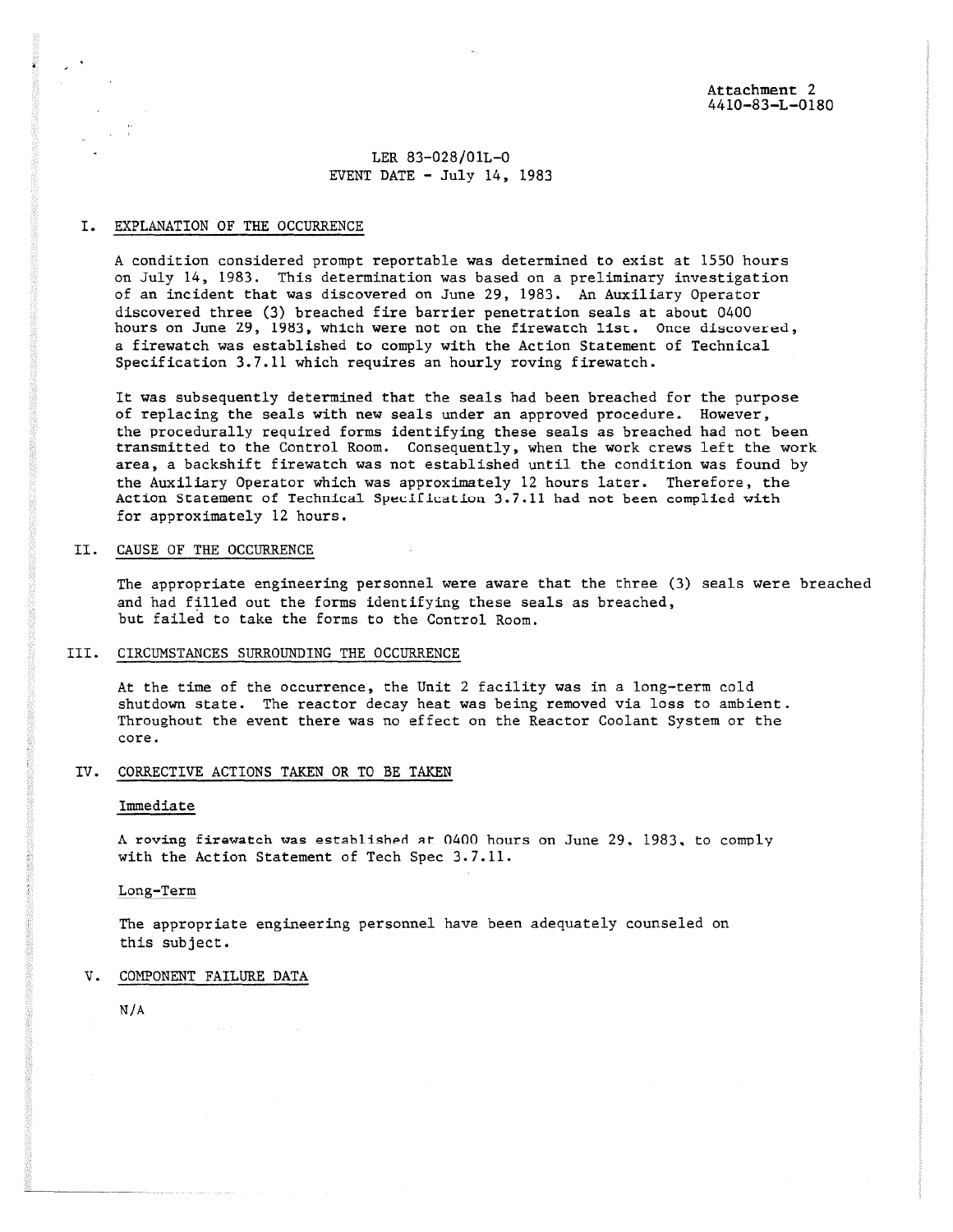Attachment 2
4410-83-L-0180

LER 83-028/01L-0
EVENT DATE - July 14, 1983

## I. EXPLANATION OF THE OCCURRENCE

A condition considered prompt reportable was determined to exist at 1550 hours on July 14, 1983. This determination was based on a preliminary investigation of an incident that was discovered on June 29, 1983. An Auxiliary Operator discovered three (3) breached fire barrier penetration seals at about 0400 hours on June 29, 1983, which were not on the firewatch list. Once discovered, a firewatch was established to comply with the Action Statement of Technical Specification 3.7.11 which requires an hourly roving firewatch.

It was subsequently determined that the seals had been breached for the purpose of replacing the seals with new seals under an approved procedure. However, the procedurally required forms identifying these seals as breached had not been transmitted to the Control Room. Consequently, when the work crews left the work area, a backshift firewatch was not established until the condition was found by the Auxiliary Operator which was approximately 12 hours later. Therefore, the Action Statement of Technical Specification 3.7.11 had not been complied with for approximately 12 hours.

## II. CAUSE OF THE OCCURRENCE

The appropriate engineering personnel were aware that the three (3) seals were breached and had filled out the forms identifying these seals as breached, but failed to take the forms to the Control Room.

## III. CIRCUMSTANCES SURROUNDING THE OCCURRENCE

At the time of the occurrence, the Unit 2 facility was in a long-term cold shutdown state. The reactor decay heat was being removed via loss to ambient. Throughout the event there was no effect on the Reactor Coolant System or the core.

## IV. CORRECTIVE ACTIONS TAKEN OR TO BE TAKEN

### Immediate

A roving firewatch was established at 0400 hours on June 29, 1983, to comply with the Action Statement of Tech Spec 3.7.11.

### Long-Term

The appropriate engineering personnel have been adequately counseled on this subject.

## V. COMPONENT FAILURE DATA

N/A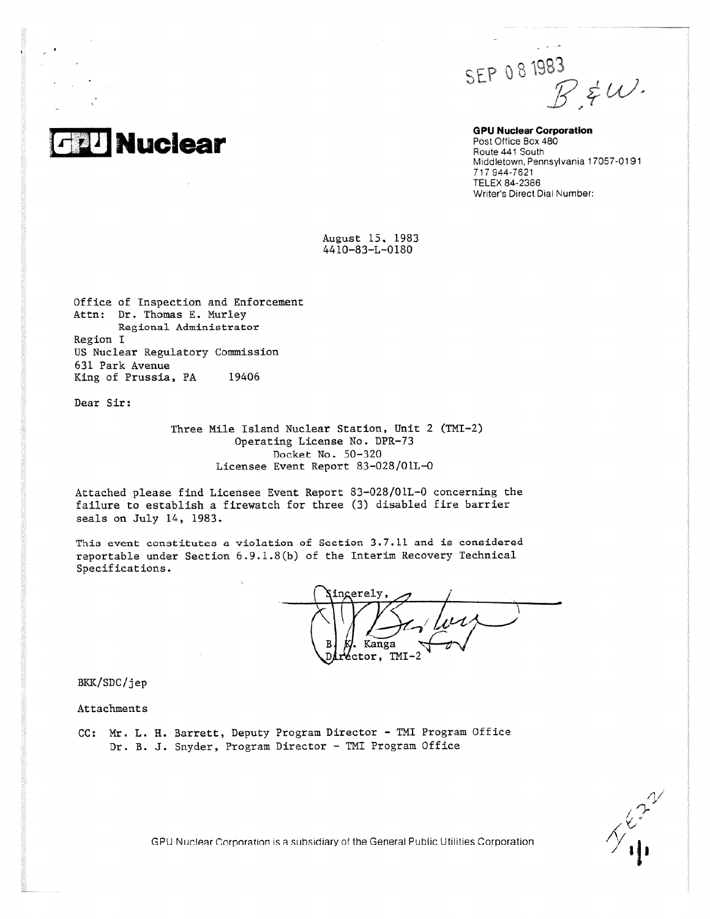SEP 08 1983

B.&W.

**GPU Nuclear**

**GPU Nuclear Corporation**
Post Office Box 480
Route 441 South
Middletown, Pennsylvania 17057-0191
717 944-7621
TELEX 84-2386
Writer's Direct Dial Number:

August 15, 1983
4410-83-L-0180

Office of Inspection and Enforcement
Attn: Dr. Thomas E. Murley
Regional Administrator
Region I
US Nuclear Regulatory Commission
631 Park Avenue
King of Prussia, PA 19406

Dear Sir:

Three Mile Island Nuclear Station, Unit 2 (TMI-2)
Operating License No. DPR-73
Docket No. 50-320
Licensee Event Report 83-028/01L-0

Attached please find Licensee Event Report 83-028/01L-0 concerning the failure to establish a firewatch for three (3) disabled fire barrier seals on July 14, 1983.

This event constitutes a violation of Section 3.7.11 and is considered reportable under Section 6.9.1.8(b) of the Interim Recovery Technical Specifications.

Sincerely,

B. K. Kanga
Director, TMI-2

BKK/SDC/jep

Attachments

CC: Mr. L. H. Barrett, Deputy Program Director - TMI Program Office
Dr. B. J. Snyder, Program Director - TMI Program Office

IE22

GPU Nuclear Corporation is a subsidiary of the General Public Utilities Corporation